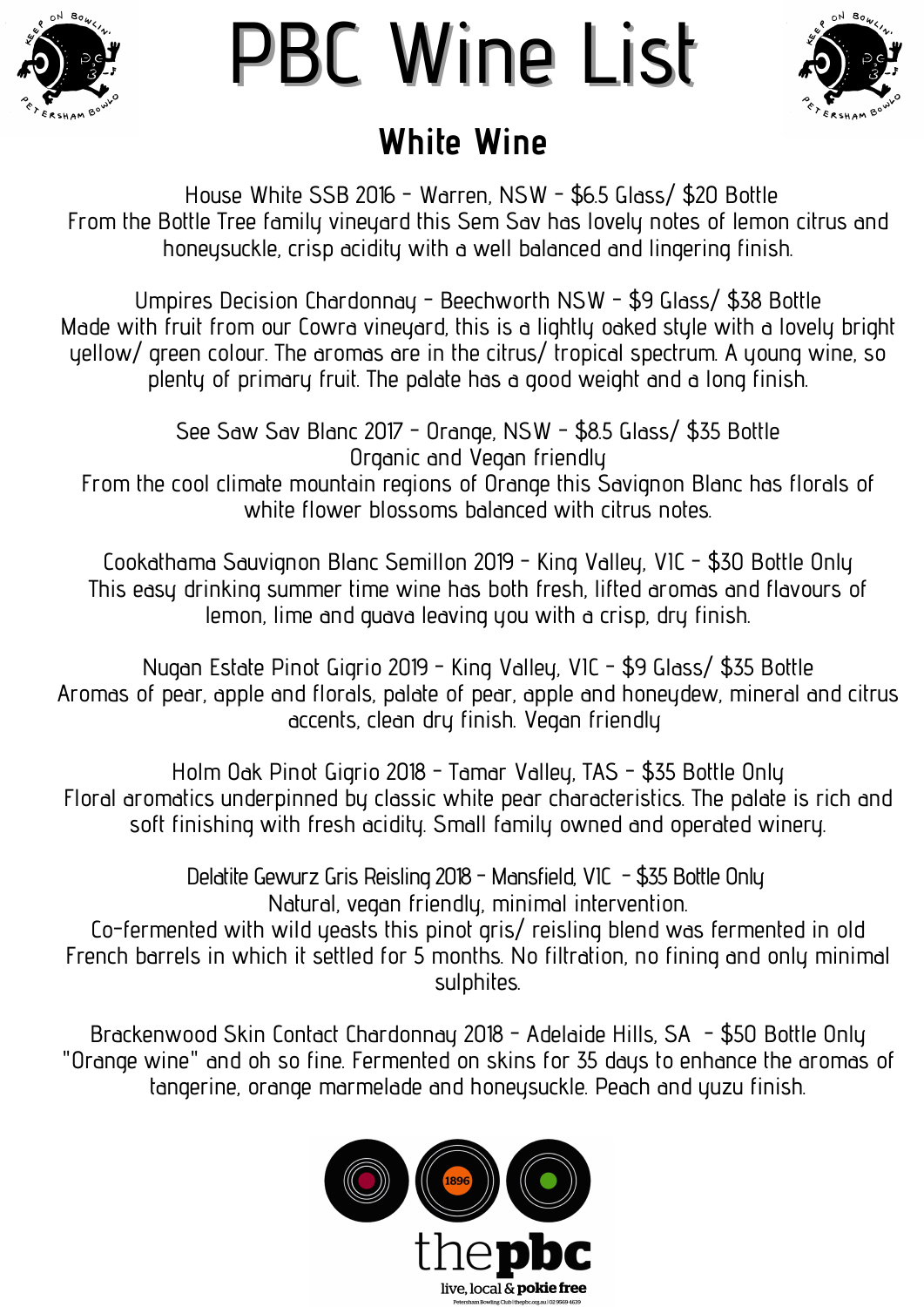# PBC Wine List

## White Wine

House White SSB 2016 - Warren, NSW - $6.5 Glass/ $20 Bottle
From the Bottle Tree family vineyard this Sem Sav has lovely notes of lemon citrus and honeysuckle, crisp acidity with a well balanced and lingering finish.

Umpires Decision Chardonnay - Beechworth NSW - $9 Glass/ $38 Bottle
Made with fruit from our Cowra vineyard, this is a lightly oaked style with a lovely bright yellow/ green colour. The aromas are in the citrus/ tropical spectrum. A young wine, so plenty of primary fruit. The palate has a good weight and a long finish.

See Saw Sav Blanc 2017 - Orange, NSW - $8.5 Glass/ $35 Bottle
Organic and Vegan friendly
From the cool climate mountain regions of Orange this Savignon Blanc has florals of white flower blossoms balanced with citrus notes.

Cookathama Sauvignon Blanc Semillon 2019 - King Valley, VIC - $30 Bottle Only
This easy drinking summer time wine has both fresh, lifted aromas and flavours of lemon, lime and guava leaving you with a crisp, dry finish.

Nugan Estate Pinot Gigrio 2019 - King Valley, VIC - $9 Glass/ $35 Bottle
Aromas of pear, apple and florals, palate of pear, apple and honeydew, mineral and citrus accents, clean dry finish. Vegan friendly

Holm Oak Pinot Gigrio 2018 - Tamar Valley, TAS - $35 Bottle Only
Floral aromatics underpinned by classic white pear characteristics. The palate is rich and soft finishing with fresh acidity. Small family owned and operated winery.

Delatite Gewurz Gris Reisling 2018 - Mansfield, VIC - $35 Bottle Only
Natural, vegan friendly, minimal intervention.
Co-fermented with wild yeasts this pinot gris/ reisling blend was fermented in old French barrels in which it settled for 5 months. No filtration, no fining and only minimal sulphites.

Brackenwood Skin Contact Chardonnay 2018 - Adelaide Hills, SA - $50 Bottle Only
"Orange wine" and oh so fine. Fermented on skins for 35 days to enhance the aromas of tangerine, orange marmelade and honeysuckle. Peach and yuzu finish.

1896

thepbc

live, local & pokie free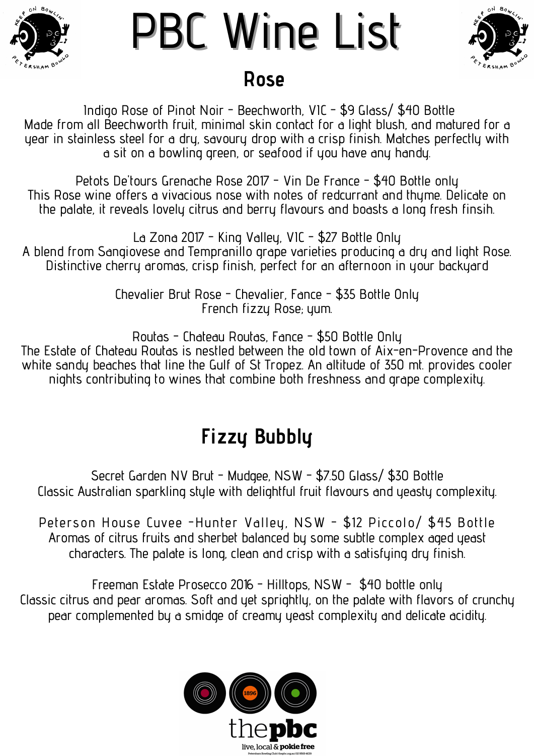# PBC Wine List

## Rose

Indigo Rose of Pinot Noir - Beechworth, VIC - $9 Glass/ $40 Bottle
Made from all Beechworth fruit, minimal skin contact for a light blush, and matured for a year in stainless steel for a dry, savoury drop with a crisp finish. Matches perfectly with a sit on a bowling green, or seafood if you have any handy.

Petots De'tours Grenache Rose 2017 - Vin De France - $40 Bottle only
This Rose wine offers a vivacious nose with notes of redcurrant and thyme. Delicate on the palate, it reveals lovely citrus and berry flavours and boasts a long fresh finsih.

La Zona 2017 - King Valley, VIC - $27 Bottle Only
A blend from Sangiovese and Tempranillo grape varieties producing a dry and light Rose. Distinctive cherry aromas, crisp finish, perfect for an afternoon in your backyard

Chevalier Brut Rose - Chevalier, Fance - $35 Bottle Only
French fizzy Rose; yum.

Routas - Chateau Routas, Fance - $50 Bottle Only
The Estate of Chateau Routas is nestled between the old town of Aix-en-Provence and the white sandy beaches that line the Gulf of St Tropez. An altitude of 350 mt. provides cooler nights contributing to wines that combine both freshness and grape complexity.

## Fizzy Bubbly

Secret Garden NV Brut - Mudgee, NSW - $7.50 Glass/ $30 Bottle
Classic Australian sparkling style with delightful fruit flavours and yeasty complexity.

Peterson House Cuvee -Hunter Valley, NSW - $12 Piccolo/ $45 Bottle
Aromas of citrus fruits and sherbet balanced by some subtle complex aged yeast characters. The palate is long, clean and crisp with a satisfying dry finish.

Freeman Estate Prosecco 2016 - Hilltops, NSW - $40 bottle only
Classic citrus and pear aromas. Soft and yet sprightly, on the palate with flavors of crunchy pear complemented by a smidge of creamy yeast complexity and delicate acidity.

thepbc
live, local & pokie free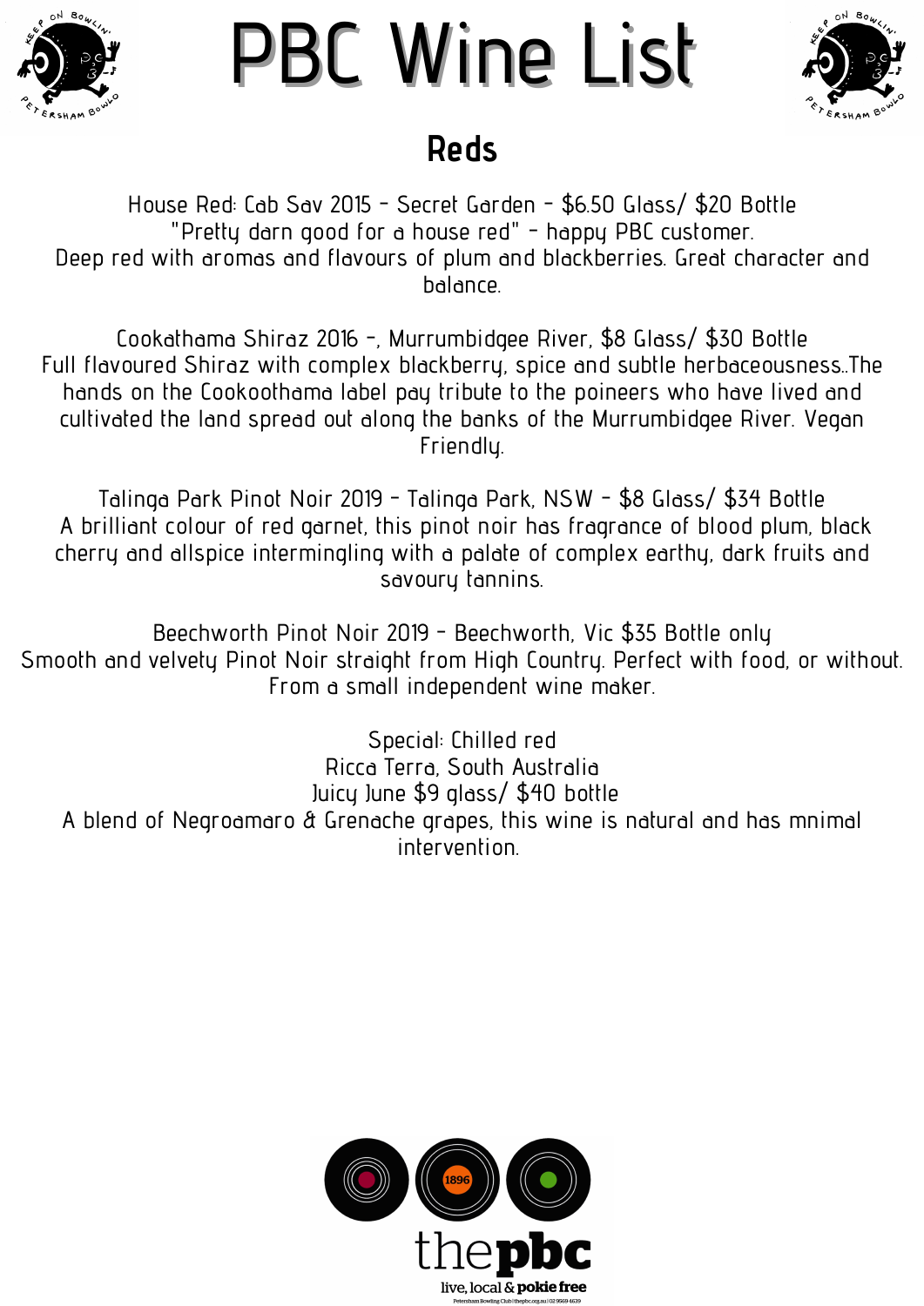# PBC Wine List

## Reds

House Red: Cab Sav 2015 - Secret Garden - $6.50 Glass/ $20 Bottle
"Pretty darn good for a house red" - happy PBC customer.
Deep red with aromas and flavours of plum and blackberries. Great character and balance.

Cookathama Shiraz 2016 -, Murrumbidgee River, $8 Glass/ $30 Bottle
Full flavoured Shiraz with complex blackberry, spice and subtle herbaceousness..The hands on the Cookoothama label pay tribute to the poineers who have lived and cultivated the land spread out along the banks of the Murrumbidgee River. Vegan Friendly.

Talinga Park Pinot Noir 2019 - Talinga Park, NSW - $8 Glass/ $34 Bottle
A brilliant colour of red garnet, this pinot noir has fragrance of blood plum, black cherry and allspice intermingling with a palate of complex earthy, dark fruits and savoury tannins.

Beechworth Pinot Noir 2019 - Beechworth, Vic $35 Bottle only
Smooth and velvety Pinot Noir straight from High Country. Perfect with food, or without. From a small independent wine maker.

Special: Chilled red
Ricca Terra, South Australia
Juicy June $9 glass/ $40 bottle
A blend of Negroamaro & Grenache grapes, this wine is natural and has mnimal intervention.

1896

thepbc

live, local & pokie free

Petersham Bowling Club | thepbc.org.au | 02 9569 4639